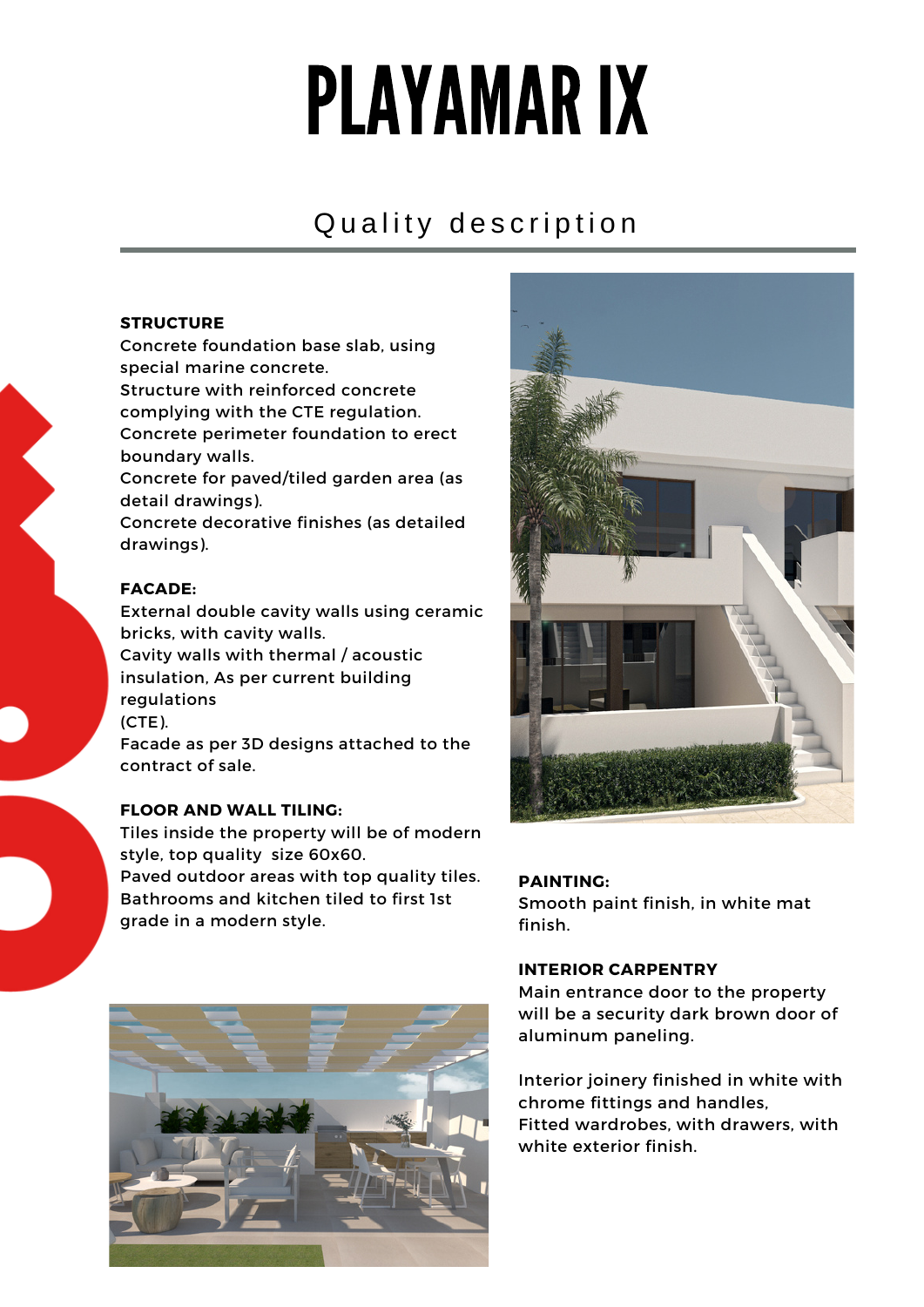# PLAYAMAR IX

## Quality description

**STRUCTURE**
Concrete foundation base slab, using special marine concrete.
Structure with reinforced concrete complying with the CTE regulation.
Concrete perimeter foundation to erect boundary walls.
Concrete for paved/tiled garden area (as detail drawings).
Concrete decorative finishes (as detailed drawings).

**FACADE:**
External double cavity walls using ceramic bricks, with cavity walls.
Cavity walls with thermal / acoustic insulation, As per current building regulations
(CTE).
Facade as per 3D designs attached to the contract of sale.

**FLOOR AND WALL TILING:**
Tiles inside the property will be of modern style, top quality size 60x60.
Paved outdoor areas with top quality tiles.
Bathrooms and kitchen tiled to first 1st grade in a modern style.

**PAINTING:**
Smooth paint finish, in white mat finish.

**INTERIOR CARPENTRY**
Main entrance door to the property will be a security dark brown door of aluminum paneling.

Interior joinery finished in white with chrome fittings and handles,
Fitted wardrobes, with drawers, with white exterior finish.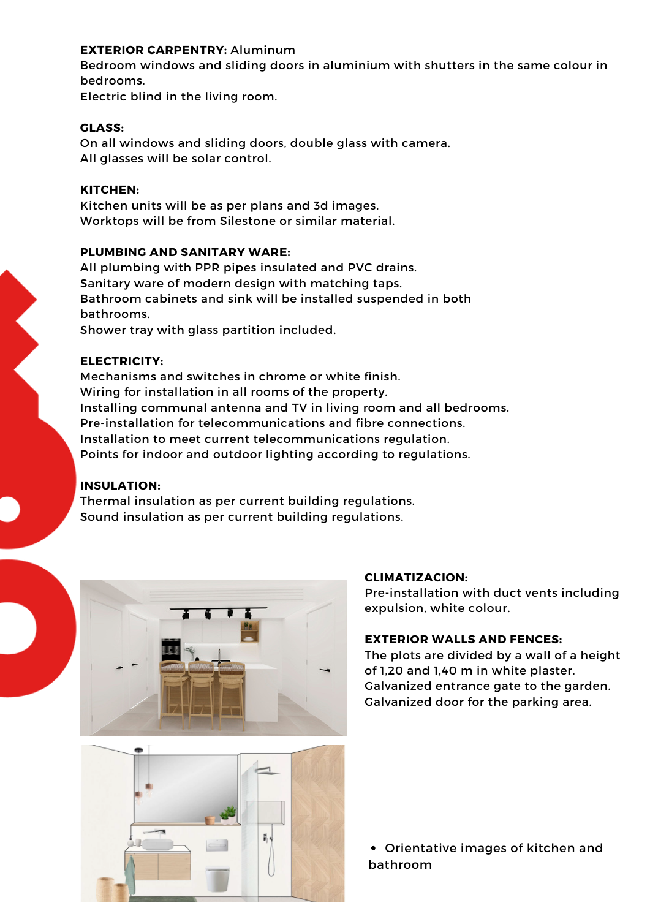**EXTERIOR CARPENTRY:** Aluminum
Bedroom windows and sliding doors in aluminium with shutters in the same colour in bedrooms.
Electric blind in the living room.

**GLASS:**
On all windows and sliding doors, double glass with camera.
All glasses will be solar control.

**KITCHEN:**
Kitchen units will be as per plans and 3d images.
Worktops will be from Silestone or similar material.

**PLUMBING AND SANITARY WARE:**
All plumbing with PPR pipes insulated and PVC drains.
Sanitary ware of modern design with matching taps.
Bathroom cabinets and sink will be installed suspended in both bathrooms.
Shower tray with glass partition included.

**ELECTRICITY:**
Mechanisms and switches in chrome or white finish.
Wiring for installation in all rooms of the property.
Installing communal antenna and TV in living room and all bedrooms.
Pre-installation for telecommunications and fibre connections.
Installation to meet current telecommunications regulation.
Points for indoor and outdoor lighting according to regulations.

**INSULATION:**
Thermal insulation as per current building regulations.
Sound insulation as per current building regulations.

**CLIMATIZACION:**
Pre-installation with duct vents including expulsion, white colour.

**EXTERIOR WALLS AND FENCES:**
The plots are divided by a wall of a height of 1,20 and 1,40 m in white plaster.
Galvanized entrance gate to the garden.
Galvanized door for the parking area.

- Orientative images of kitchen and bathroom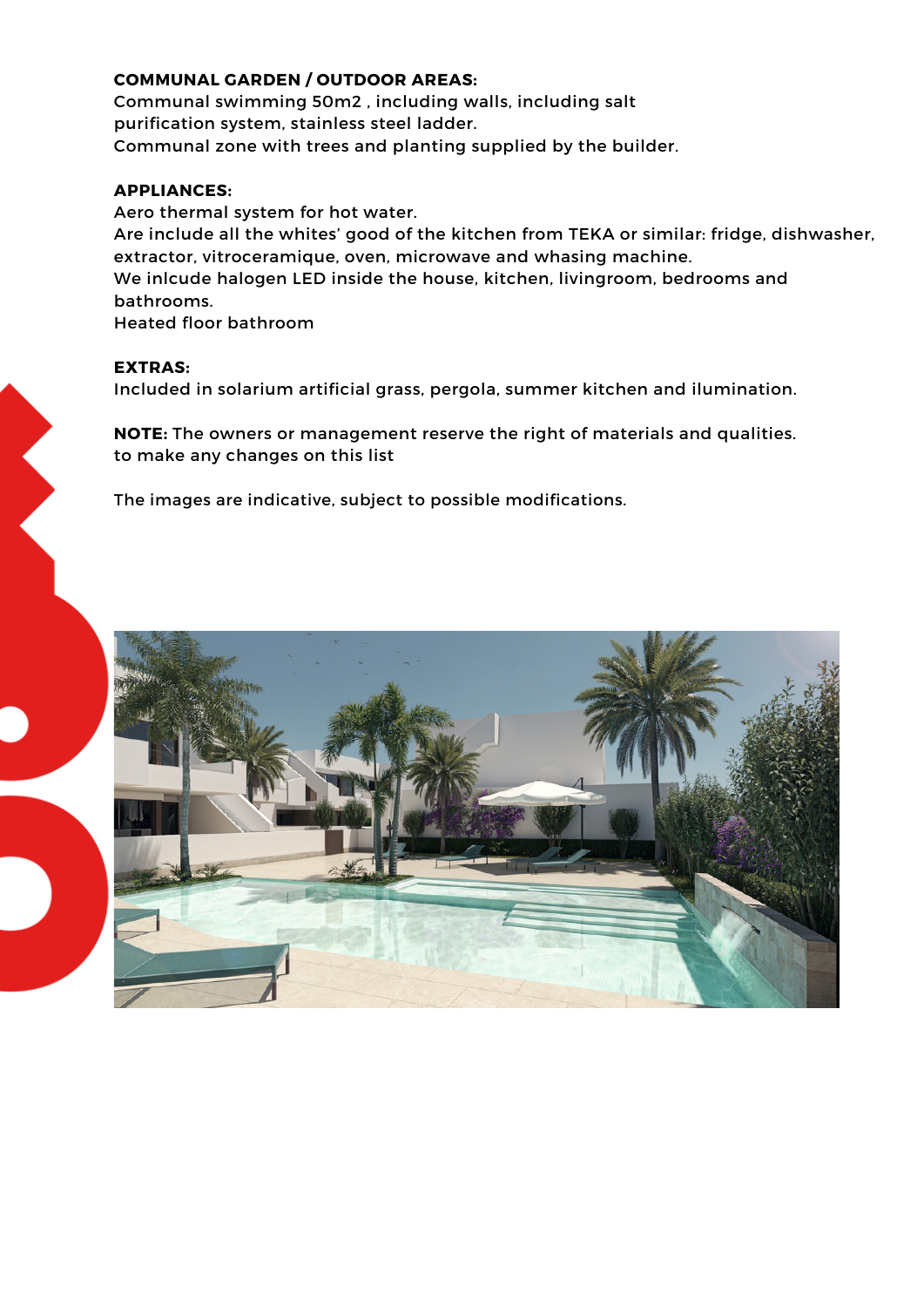**COMMUNAL GARDEN / OUTDOOR AREAS:**
Communal swimming 50m2 , including walls, including salt purification system, stainless steel ladder.
Communal zone with trees and planting supplied by the builder.

**APPLIANCES:**
Aero thermal system for hot water.
Are include all the whites' good of the kitchen from TEKA or similar: fridge, dishwasher, extractor, vitroceramique, oven, microwave and whasing machine.
We inlcude halogen LED inside the house, kitchen, livingroom, bedrooms and bathrooms.
Heated floor bathroom

**EXTRAS:**
Included in solarium artificial grass, pergola, summer kitchen and ilumination.

**NOTE:** The owners or management reserve the right of materials and qualities. to make any changes on this list

The images are indicative, subject to possible modifications.